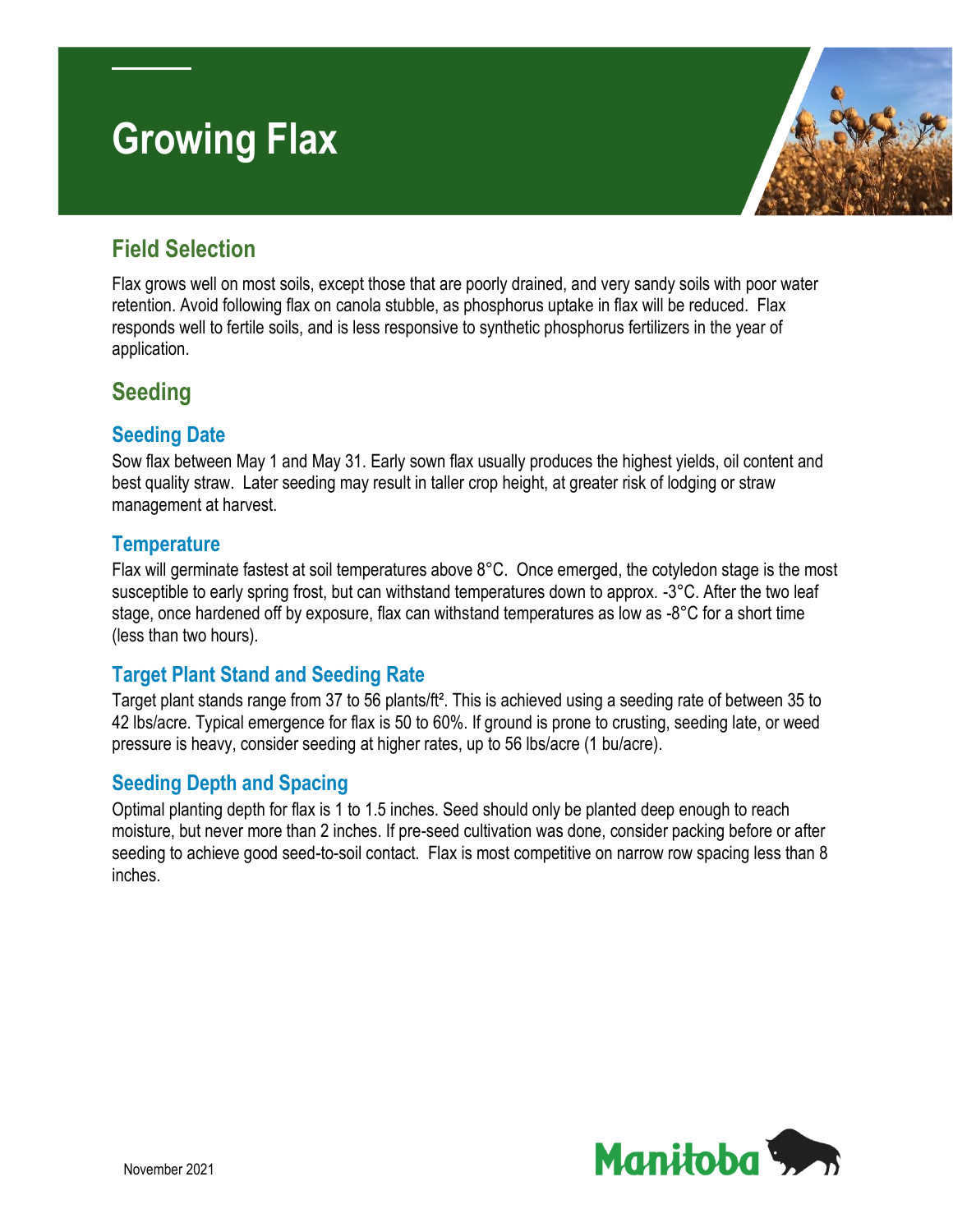# Growing Flax

## Field Selection

Flax grows well on most soils, except those that are poorly drained, and very sandy soils with poor water retention. Avoid following flax on canola stubble, as phosphorus uptake in flax will be reduced. Flax responds well to fertile soils, and is less responsive to synthetic phosphorus fertilizers in the year of application.

## Seeding

### Seeding Date

Sow flax between May 1 and May 31. Early sown flax usually produces the highest yields, oil content and best quality straw. Later seeding may result in taller crop height, at greater risk of lodging or straw management at harvest.

### Temperature

Flax will germinate fastest at soil temperatures above 8°C. Once emerged, the cotyledon stage is the most susceptible to early spring frost, but can withstand temperatures down to approx. -3°C. After the two leaf stage, once hardened off by exposure, flax can withstand temperatures as low as -8°C for a short time (less than two hours).

### Target Plant Stand and Seeding Rate

Target plant stands range from 37 to 56 plants/ft². This is achieved using a seeding rate of between 35 to 42 lbs/acre. Typical emergence for flax is 50 to 60%. If ground is prone to crusting, seeding late, or weed pressure is heavy, consider seeding at higher rates, up to 56 lbs/acre (1 bu/acre).

### Seeding Depth and Spacing

Optimal planting depth for flax is 1 to 1.5 inches. Seed should only be planted deep enough to reach moisture, but never more than 2 inches. If pre-seed cultivation was done, consider packing before or after seeding to achieve good seed-to-soil contact. Flax is most competitive on narrow row spacing less than 8 inches.

November 2021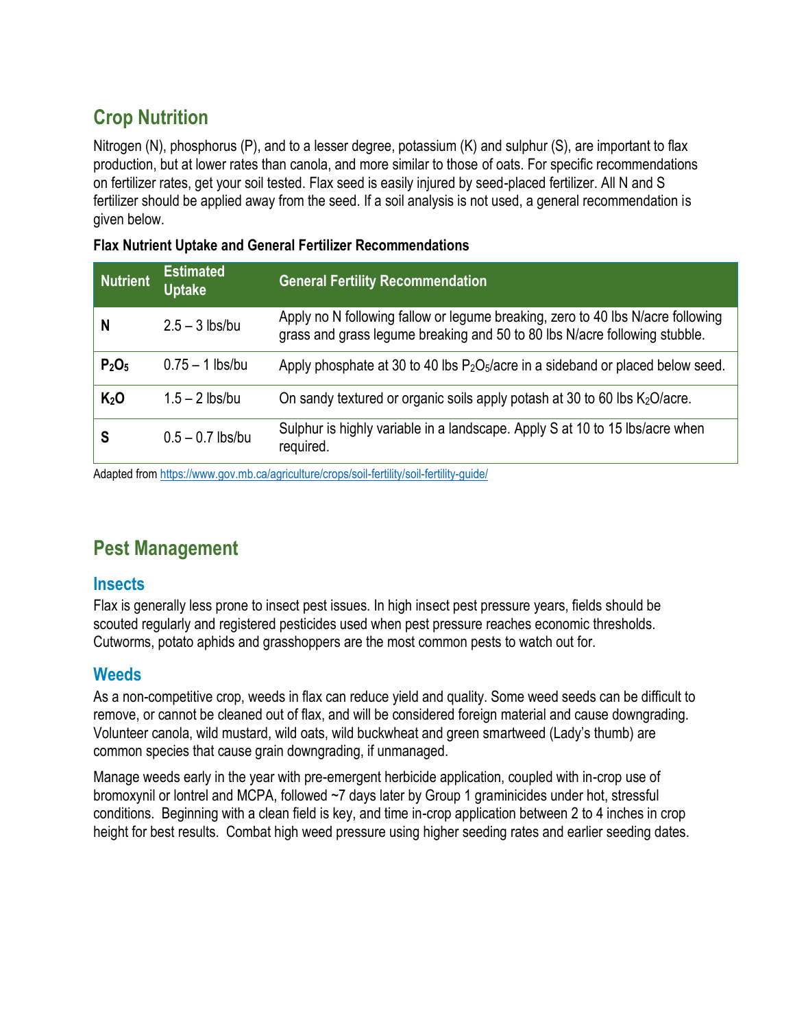## Crop Nutrition

Nitrogen (N), phosphorus (P), and to a lesser degree, potassium (K) and sulphur (S), are important to flax production, but at lower rates than canola, and more similar to those of oats. For specific recommendations on fertilizer rates, get your soil tested. Flax seed is easily injured by seed-placed fertilizer. All N and S fertilizer should be applied away from the seed. If a soil analysis is not used, a general recommendation is given below.

**Flax Nutrient Uptake and General Fertilizer Recommendations**

| Nutrient | Estimated Uptake | General Fertility Recommendation |
|---|---|---|
| **N** | 2.5 – 3 lbs/bu | Apply no N following fallow or legume breaking, zero to 40 lbs N/acre following grass and grass legume breaking and 50 to 80 lbs N/acre following stubble. |
| **$P_2O_5$** | 0.75 – 1 lbs/bu | Apply phosphate at 30 to 40 lbs $P_2O_5$/acre in a sideband or placed below seed. |
| **$K_2O$** | 1.5 – 2 lbs/bu | On sandy textured or organic soils apply potash at 30 to 60 lbs $K_2O$/acre. |
| **S** | 0.5 – 0.7 lbs/bu | Sulphur is highly variable in a landscape. Apply S at 10 to 15 lbs/acre when required. |

Adapted from https://www.gov.mb.ca/agriculture/crops/soil-fertility/soil-fertility-guide/

## Pest Management

### Insects

Flax is generally less prone to insect pest issues. In high insect pest pressure years, fields should be scouted regularly and registered pesticides used when pest pressure reaches economic thresholds. Cutworms, potato aphids and grasshoppers are the most common pests to watch out for.

### Weeds

As a non-competitive crop, weeds in flax can reduce yield and quality. Some weed seeds can be difficult to remove, or cannot be cleaned out of flax, and will be considered foreign material and cause downgrading. Volunteer canola, wild mustard, wild oats, wild buckwheat and green smartweed (Lady's thumb) are common species that cause grain downgrading, if unmanaged.

Manage weeds early in the year with pre-emergent herbicide application, coupled with in-crop use of bromoxynil or lontrel and MCPA, followed ~7 days later by Group 1 graminicides under hot, stressful conditions. Beginning with a clean field is key, and time in-crop application between 2 to 4 inches in crop height for best results. Combat high weed pressure using higher seeding rates and earlier seeding dates.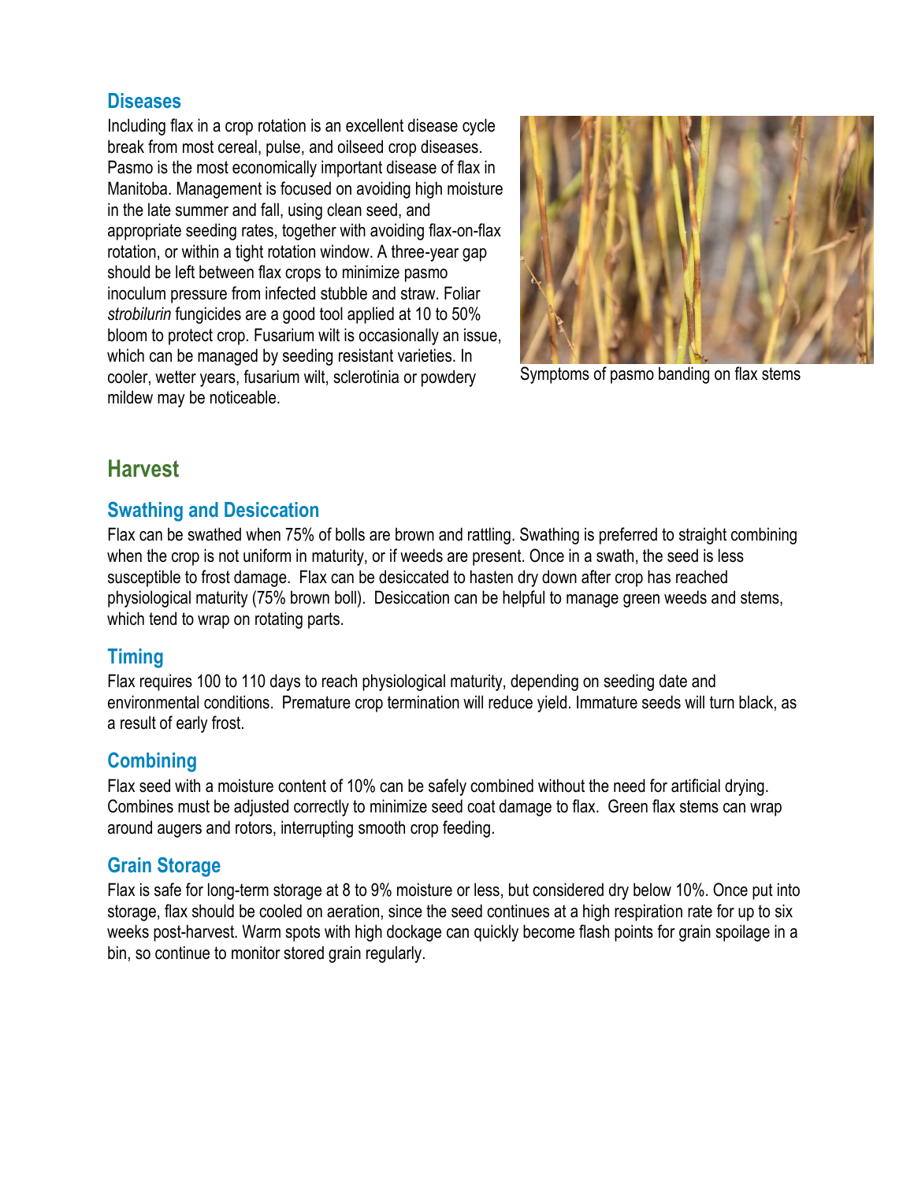### Diseases

Including flax in a crop rotation is an excellent disease cycle break from most cereal, pulse, and oilseed crop diseases. Pasmo is the most economically important disease of flax in Manitoba. Management is focused on avoiding high moisture in the late summer and fall, using clean seed, and appropriate seeding rates, together with avoiding flax-on-flax rotation, or within a tight rotation window. A three-year gap should be left between flax crops to minimize pasmo inoculum pressure from infected stubble and straw. Foliar *strobilurin* fungicides are a good tool applied at 10 to 50% bloom to protect crop. Fusarium wilt is occasionally an issue, which can be managed by seeding resistant varieties. In cooler, wetter years, fusarium wilt, sclerotinia or powdery mildew may be noticeable.

Symptoms of pasmo banding on flax stems

## Harvest

### Swathing and Desiccation

Flax can be swathed when 75% of bolls are brown and rattling. Swathing is preferred to straight combining when the crop is not uniform in maturity, or if weeds are present. Once in a swath, the seed is less susceptible to frost damage. Flax can be desiccated to hasten dry down after crop has reached physiological maturity (75% brown boll). Desiccation can be helpful to manage green weeds and stems, which tend to wrap on rotating parts.

### Timing

Flax requires 100 to 110 days to reach physiological maturity, depending on seeding date and environmental conditions. Premature crop termination will reduce yield. Immature seeds will turn black, as a result of early frost.

### Combining

Flax seed with a moisture content of 10% can be safely combined without the need for artificial drying. Combines must be adjusted correctly to minimize seed coat damage to flax. Green flax stems can wrap around augers and rotors, interrupting smooth crop feeding.

### Grain Storage

Flax is safe for long-term storage at 8 to 9% moisture or less, but considered dry below 10%. Once put into storage, flax should be cooled on aeration, since the seed continues at a high respiration rate for up to six weeks post-harvest. Warm spots with high dockage can quickly become flash points for grain spoilage in a bin, so continue to monitor stored grain regularly.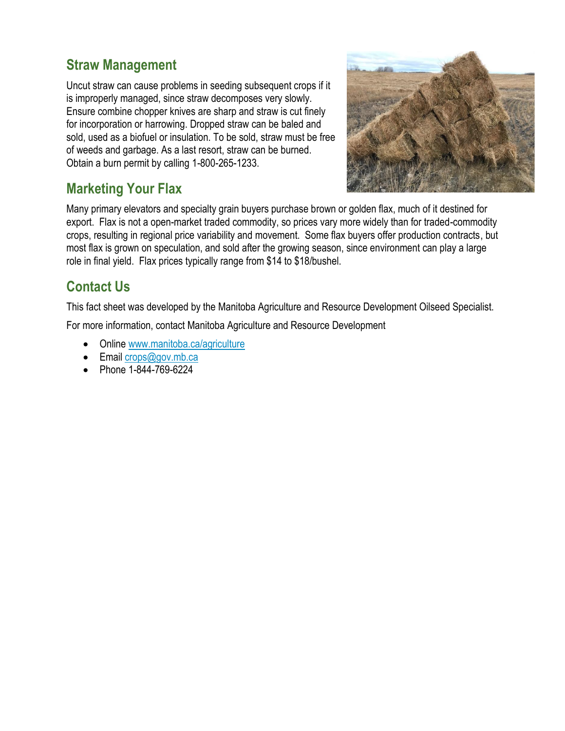## Straw Management

Uncut straw can cause problems in seeding subsequent crops if it is improperly managed, since straw decomposes very slowly. Ensure combine chopper knives are sharp and straw is cut finely for incorporation or harrowing. Dropped straw can be baled and sold, used as a biofuel or insulation. To be sold, straw must be free of weeds and garbage. As a last resort, straw can be burned. Obtain a burn permit by calling 1-800-265-1233.

## Marketing Your Flax

Many primary elevators and specialty grain buyers purchase brown or golden flax, much of it destined for export. Flax is not a open-market traded commodity, so prices vary more widely than for traded-commodity crops, resulting in regional price variability and movement. Some flax buyers offer production contracts, but most flax is grown on speculation, and sold after the growing season, since environment can play a large role in final yield. Flax prices typically range from $14 to $18/bushel.

## Contact Us

This fact sheet was developed by the Manitoba Agriculture and Resource Development Oilseed Specialist.

For more information, contact Manitoba Agriculture and Resource Development

- Online www.manitoba.ca/agriculture
- Email crops@gov.mb.ca
- Phone 1-844-769-6224